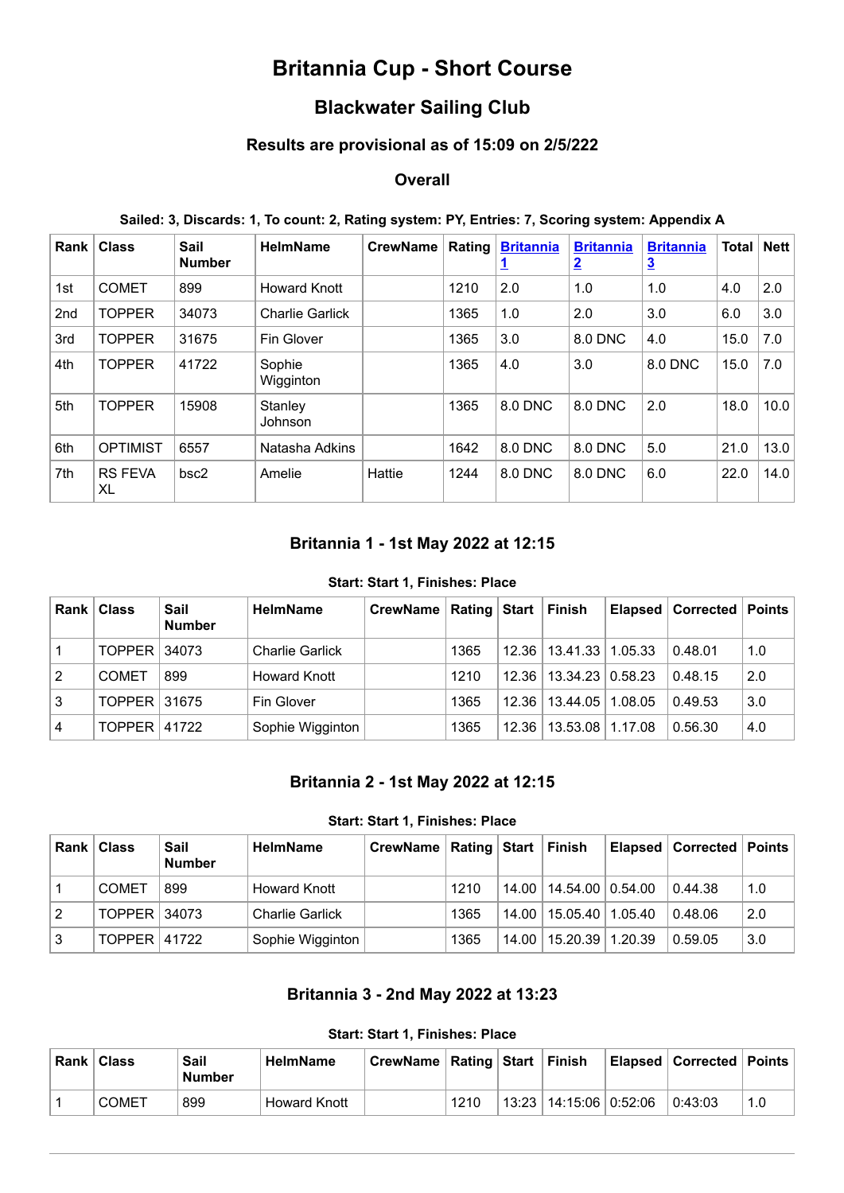# Britannia Cup - Short Course

## Blackwater Sailing Club

### Results are provisional as of 15:09 on 2/5/222

### Overall

**Sailed: 3, Discards: 1, To count: 2, Rating system: PY, Entries: 7, Scoring system: Appendix A**

| Rank | Class | Sail Number | HelmName | CrewName | Rating | Britannia 1 | Britannia 2 | Britannia 3 | Total | Nett |
|---|---|---|---|---|---|---|---|---|---|---|
| 1st | COMET | 899 | Howard Knott | | 1210 | 2.0 | 1.0 | 1.0 | 4.0 | 2.0 |
| 2nd | TOPPER | 34073 | Charlie Garlick | | 1365 | 1.0 | 2.0 | 3.0 | 6.0 | 3.0 |
| 3rd | TOPPER | 31675 | Fin Glover | | 1365 | 3.0 | 8.0 DNC | 4.0 | 15.0 | 7.0 |
| 4th | TOPPER | 41722 | Sophie Wigginton | | 1365 | 4.0 | 3.0 | 8.0 DNC | 15.0 | 7.0 |
| 5th | TOPPER | 15908 | Stanley Johnson | | 1365 | 8.0 DNC | 8.0 DNC | 2.0 | 18.0 | 10.0 |
| 6th | OPTIMIST | 6557 | Natasha Adkins | | 1642 | 8.0 DNC | 8.0 DNC | 5.0 | 21.0 | 13.0 |
| 7th | RS FEVA XL | bsc2 | Amelie | Hattie | 1244 | 8.0 DNC | 8.0 DNC | 6.0 | 22.0 | 14.0 |

### Britannia 1 - 1st May 2022 at 12:15

**Start: Start 1, Finishes: Place**

| Rank | Class | Sail Number | HelmName | CrewName | Rating | Start | Finish | Elapsed | Corrected | Points |
|---|---|---|---|---|---|---|---|---|---|---|
| 1 | TOPPER | 34073 | Charlie Garlick | | 1365 | 12.36 | 13.41.33 | 1.05.33 | 0.48.01 | 1.0 |
| 2 | COMET | 899 | Howard Knott | | 1210 | 12.36 | 13.34.23 | 0.58.23 | 0.48.15 | 2.0 |
| 3 | TOPPER | 31675 | Fin Glover | | 1365 | 12.36 | 13.44.05 | 1.08.05 | 0.49.53 | 3.0 |
| 4 | TOPPER | 41722 | Sophie Wigginton | | 1365 | 12.36 | 13.53.08 | 1.17.08 | 0.56.30 | 4.0 |

### Britannia 2 - 1st May 2022 at 12:15

**Start: Start 1, Finishes: Place**

| Rank | Class | Sail Number | HelmName | CrewName | Rating | Start | Finish | Elapsed | Corrected | Points |
|---|---|---|---|---|---|---|---|---|---|---|
| 1 | COMET | 899 | Howard Knott | | 1210 | 14.00 | 14.54.00 | 0.54.00 | 0.44.38 | 1.0 |
| 2 | TOPPER | 34073 | Charlie Garlick | | 1365 | 14.00 | 15.05.40 | 1.05.40 | 0.48.06 | 2.0 |
| 3 | TOPPER | 41722 | Sophie Wigginton | | 1365 | 14.00 | 15.20.39 | 1.20.39 | 0.59.05 | 3.0 |

### Britannia 3 - 2nd May 2022 at 13:23

**Start: Start 1, Finishes: Place**

| Rank | Class | Sail Number | HelmName | CrewName | Rating | Start | Finish | Elapsed | Corrected | Points |
|---|---|---|---|---|---|---|---|---|---|---|
| 1 | COMET | 899 | Howard Knott | | 1210 | 13:23 | 14:15:06 | 0:52:06 | 0:43:03 | 1.0 |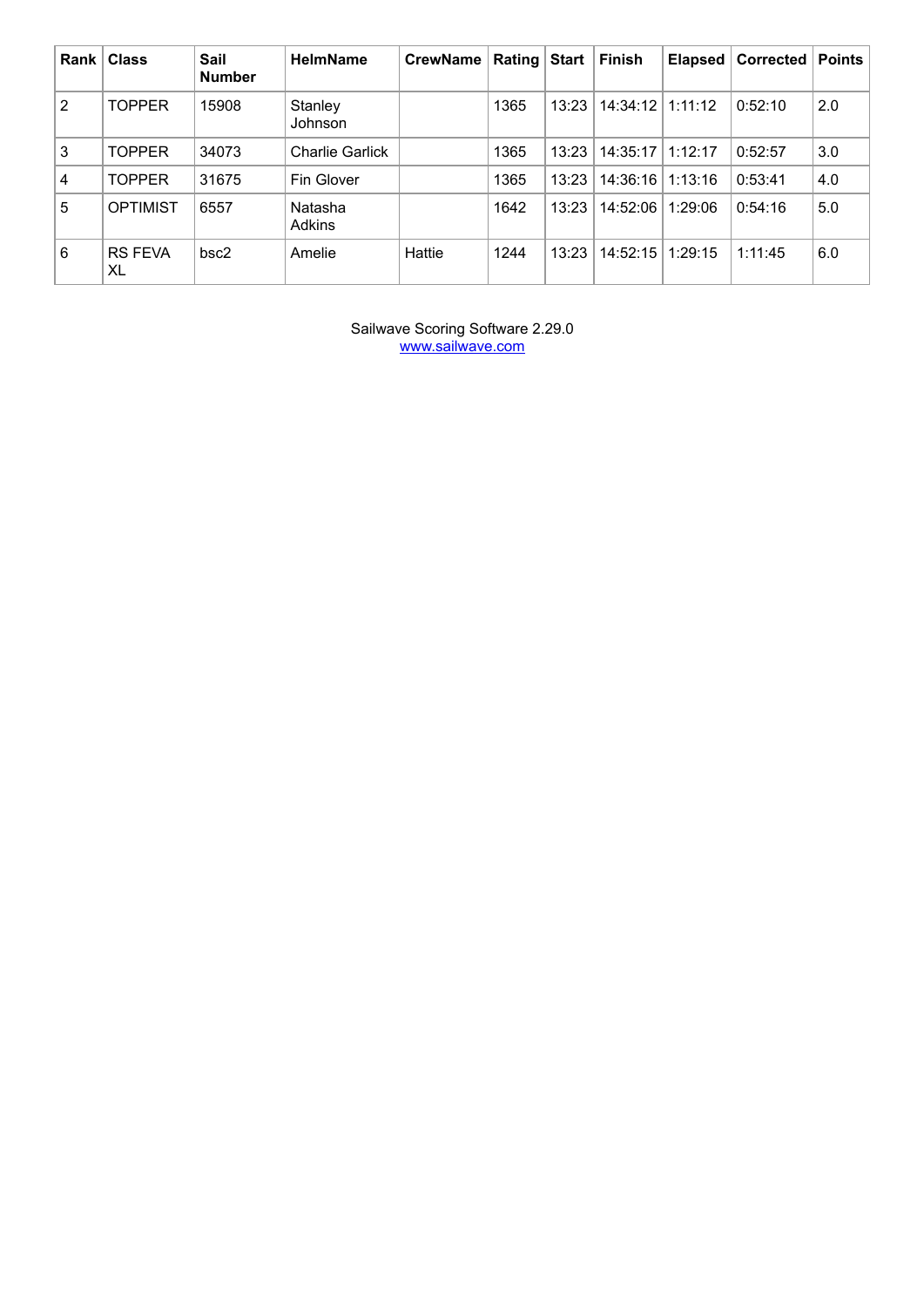| Rank | Class | Sail Number | HelmName | CrewName | Rating | Start | Finish | Elapsed | Corrected | Points |
|---|---|---|---|---|---|---|---|---|---|---|
| 2 | TOPPER | 15908 | Stanley Johnson | | 1365 | 13:23 | 14:34:12 | 1:11:12 | 0:52:10 | 2.0 |
| 3 | TOPPER | 34073 | Charlie Garlick | | 1365 | 13:23 | 14:35:17 | 1:12:17 | 0:52:57 | 3.0 |
| 4 | TOPPER | 31675 | Fin Glover | | 1365 | 13:23 | 14:36:16 | 1:13:16 | 0:53:41 | 4.0 |
| 5 | OPTIMIST | 6557 | Natasha Adkins | | 1642 | 13:23 | 14:52:06 | 1:29:06 | 0:54:16 | 5.0 |
| 6 | RS FEVA XL | bsc2 | Amelie | Hattie | 1244 | 13:23 | 14:52:15 | 1:29:15 | 1:11:45 | 6.0 |

Sailwave Scoring Software 2.29.0
www.sailwave.com